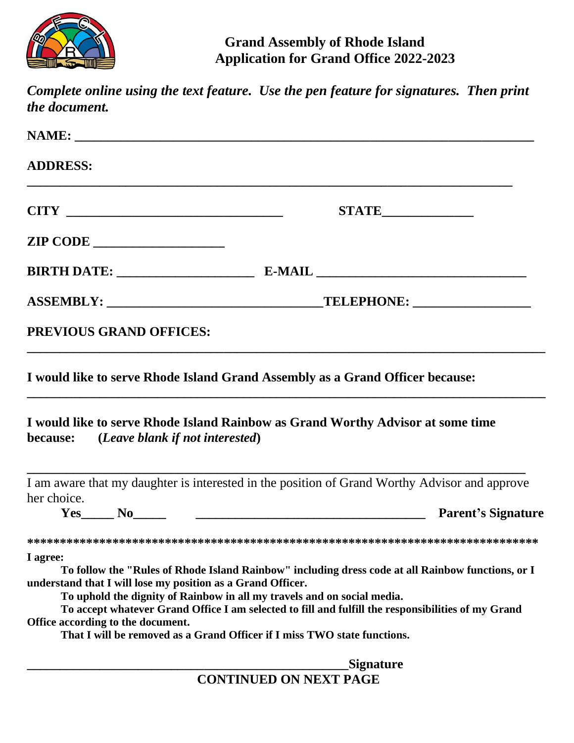## Grand Assembly of Rhode Island
## Application for Grand Office 2022-2023

***Complete online using the text feature. Use the pen feature for signatures. Then print the document.***

**NAME:** ______________________________________________________________________

**ADDRESS:**

______________________________________________________________________________

**CITY** ________________________________ **STATE**_____________

**ZIP CODE** ___________________

**BIRTH DATE:** ____________________ **E-MAIL** _______________________________

**ASSEMBLY:** _______________________________**TELEPHONE:** _________________

**PREVIOUS GRAND OFFICES:**

______________________________________________________________________________

**I would like to serve Rhode Island Grand Assembly as a Grand Officer because:**

______________________________________________________________________________

**I would like to serve Rhode Island Rainbow as Grand Worthy Advisor at some time because:** (***Leave blank if not interested***)

______________________________________________________________________________

I am aware that my daughter is interested in the position of Grand Worthy Advisor and approve her choice.

**Yes**_____ **No**_____ ___________________________________ **Parent's Signature**

***************************************************************************

**I agree:**

**To follow the "Rules of Rhode Island Rainbow" including dress code at all Rainbow functions, or I understand that I will lose my position as a Grand Officer.**

**To uphold the dignity of Rainbow in all my travels and on social media.**

**To accept whatever Grand Office I am selected to fill and fulfill the responsibilities of my Grand Office according to the document.**

**That I will be removed as a Grand Officer if I miss TWO state functions.**

__________________________________________________**Signature**

**CONTINUED ON NEXT PAGE**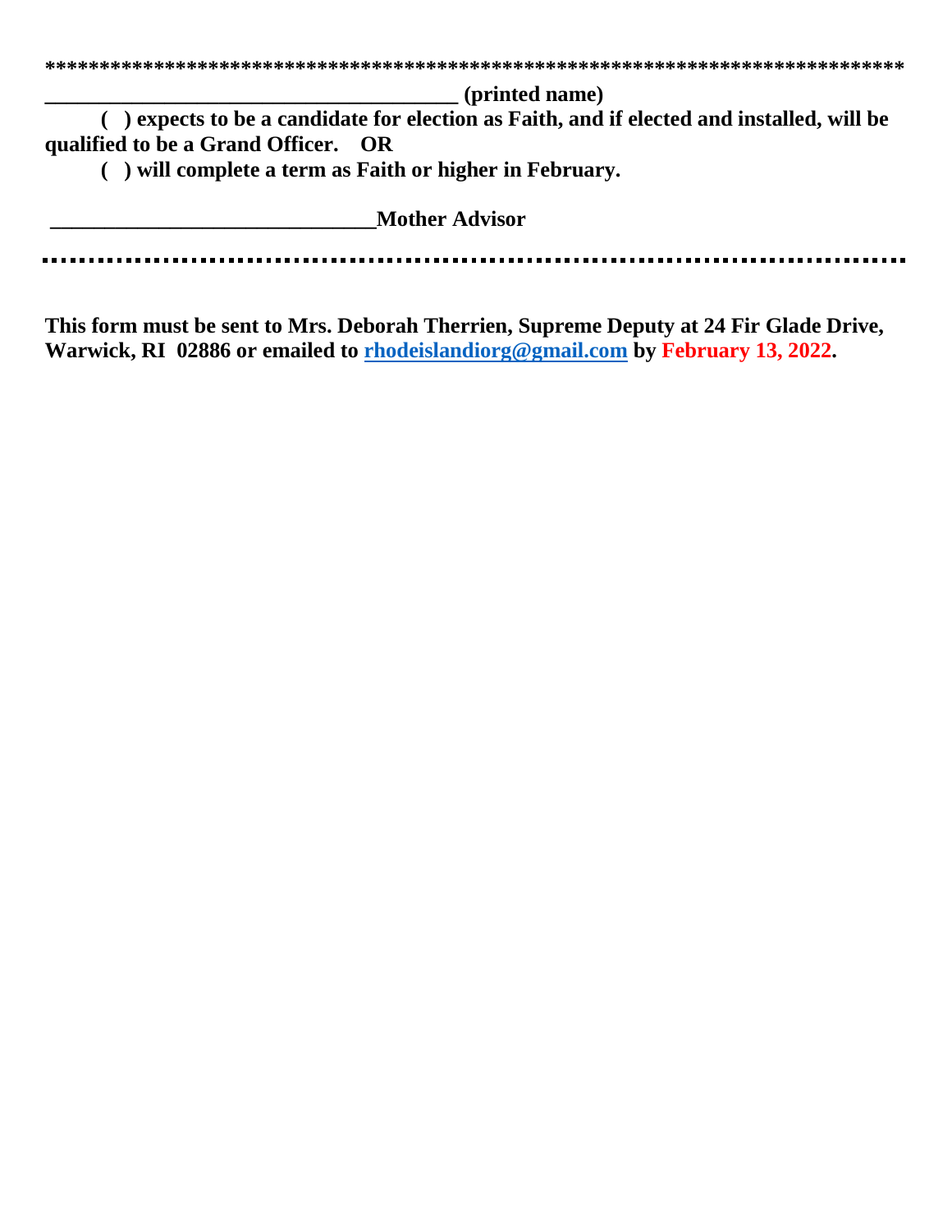********************************************************************************

_____________________________________ **(printed name)**

**( ) expects to be a candidate for election as Faith, and if elected and installed, will be qualified to be a Grand Officer. OR**

**( ) will complete a term as Faith or higher in February.**

_____________________________**Mother Advisor**

.....................................................................................................

**This form must be sent to Mrs. Deborah Therrien, Supreme Deputy at 24 Fir Glade Drive, Warwick, RI 02886 or emailed to rhodeislandiorg@gmail.com by February 13, 2022.**